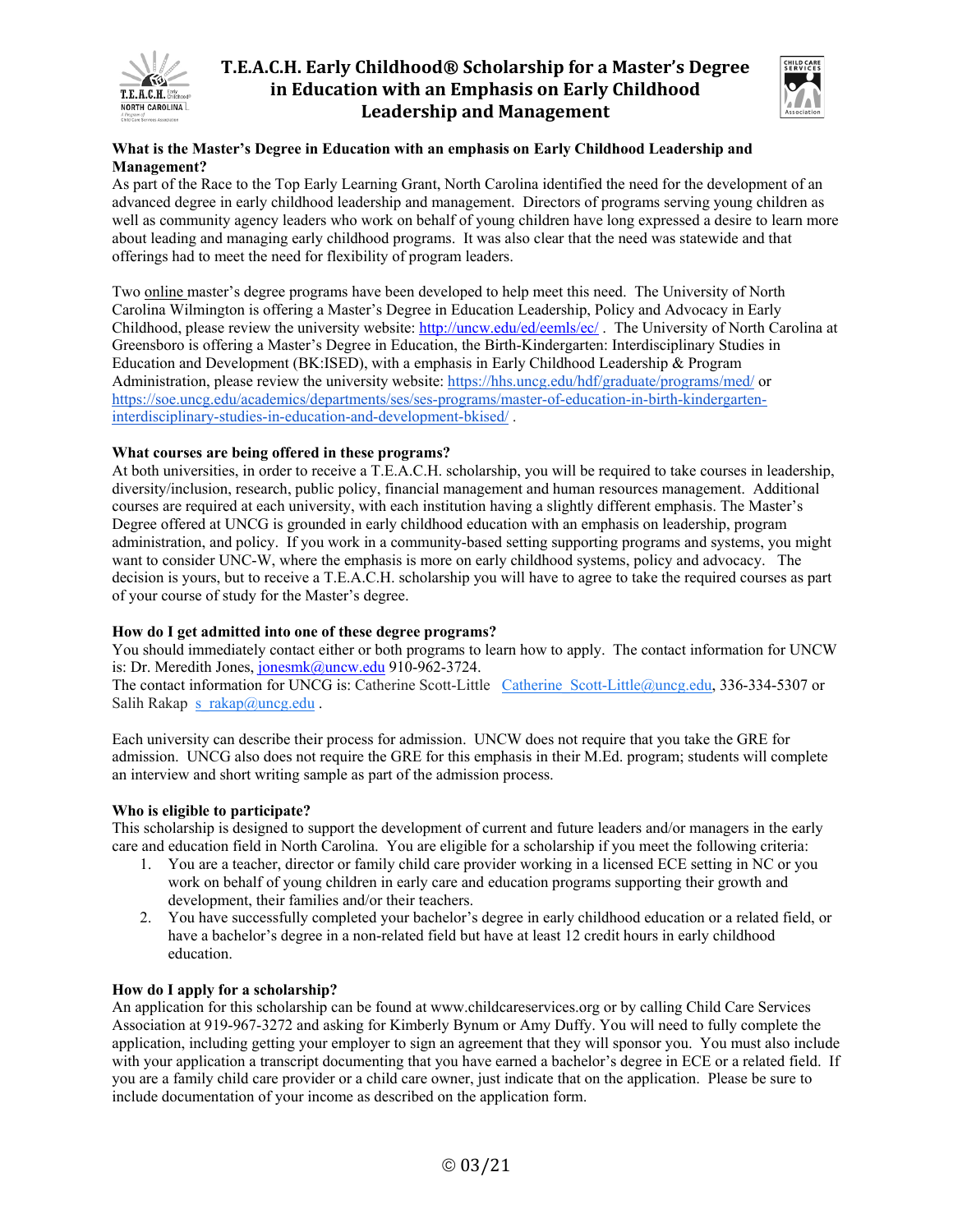# T.E.A.C.H. Early Childhood® Scholarship for a Master's Degree in Education with an Emphasis on Early Childhood Leadership and Management

**What is the Master's Degree in Education with an emphasis on Early Childhood Leadership and Management?**

As part of the Race to the Top Early Learning Grant, North Carolina identified the need for the development of an advanced degree in early childhood leadership and management. Directors of programs serving young children as well as community agency leaders who work on behalf of young children have long expressed a desire to learn more about leading and managing early childhood programs. It was also clear that the need was statewide and that offerings had to meet the need for flexibility of program leaders.

Two online master's degree programs have been developed to help meet this need. The University of North Carolina Wilmington is offering a Master's Degree in Education Leadership, Policy and Advocacy in Early Childhood, please review the university website: http://uncw.edu/ed/eemls/ec/ . The University of North Carolina at Greensboro is offering a Master's Degree in Education, the Birth-Kindergarten: Interdisciplinary Studies in Education and Development (BK:ISED), with a emphasis in Early Childhood Leadership & Program Administration, please review the university website: https://hhs.uncg.edu/hdf/graduate/programs/med/ or https://soe.uncg.edu/academics/departments/ses/ses-programs/master-of-education-in-birth-kindergarten-interdisciplinary-studies-in-education-and-development-bkised/ .

**What courses are being offered in these programs?**

At both universities, in order to receive a T.E.A.C.H. scholarship, you will be required to take courses in leadership, diversity/inclusion, research, public policy, financial management and human resources management. Additional courses are required at each university, with each institution having a slightly different emphasis. The Master's Degree offered at UNCG is grounded in early childhood education with an emphasis on leadership, program administration, and policy. If you work in a community-based setting supporting programs and systems, you might want to consider UNC-W, where the emphasis is more on early childhood systems, policy and advocacy. The decision is yours, but to receive a T.E.A.C.H. scholarship you will have to agree to take the required courses as part of your course of study for the Master's degree.

**How do I get admitted into one of these degree programs?**

You should immediately contact either or both programs to learn how to apply. The contact information for UNCW is: Dr. Meredith Jones, jonesmk@uncw.edu 910-962-3724.
The contact information for UNCG is: Catherine Scott-Little Catherine_Scott-Little@uncg.edu, 336-334-5307 or Salih Rakap s_rakap@uncg.edu .

Each university can describe their process for admission. UNCW does not require that you take the GRE for admission. UNCG also does not require the GRE for this emphasis in their M.Ed. program; students will complete an interview and short writing sample as part of the admission process.

**Who is eligible to participate?**

This scholarship is designed to support the development of current and future leaders and/or managers in the early care and education field in North Carolina. You are eligible for a scholarship if you meet the following criteria:

1. You are a teacher, director or family child care provider working in a licensed ECE setting in NC or you work on behalf of young children in early care and education programs supporting their growth and development, their families and/or their teachers.
2. You have successfully completed your bachelor's degree in early childhood education or a related field, or have a bachelor's degree in a non-related field but have at least 12 credit hours in early childhood education.

**How do I apply for a scholarship?**

An application for this scholarship can be found at www.childcareservices.org or by calling Child Care Services Association at 919-967-3272 and asking for Kimberly Bynum or Amy Duffy. You will need to fully complete the application, including getting your employer to sign an agreement that they will sponsor you. You must also include with your application a transcript documenting that you have earned a bachelor's degree in ECE or a related field. If you are a family child care provider or a child care owner, just indicate that on the application. Please be sure to include documentation of your income as described on the application form.

© 03/21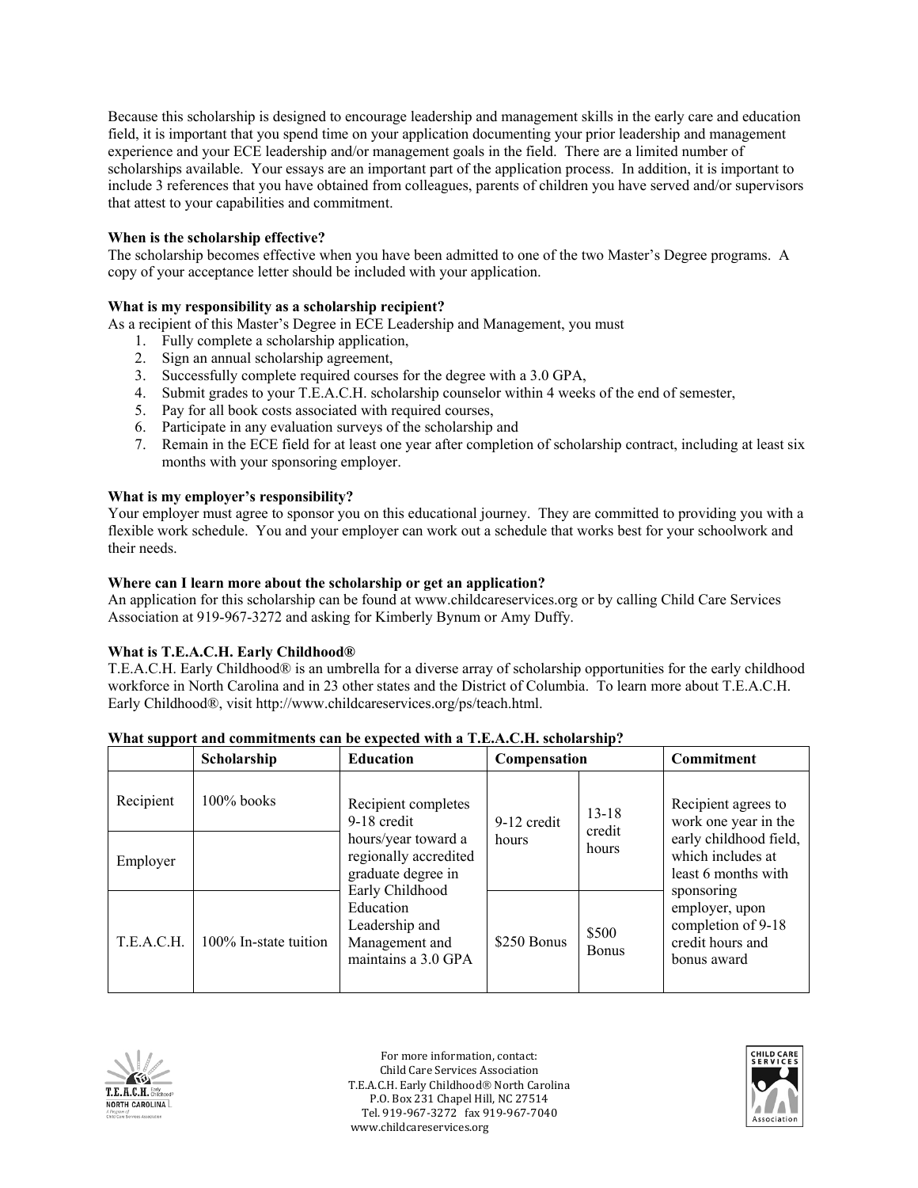Because this scholarship is designed to encourage leadership and management skills in the early care and education field, it is important that you spend time on your application documenting your prior leadership and management experience and your ECE leadership and/or management goals in the field. There are a limited number of scholarships available. Your essays are an important part of the application process. In addition, it is important to include 3 references that you have obtained from colleagues, parents of children you have served and/or supervisors that attest to your capabilities and commitment.

**When is the scholarship effective?**
The scholarship becomes effective when you have been admitted to one of the two Master's Degree programs. A copy of your acceptance letter should be included with your application.

**What is my responsibility as a scholarship recipient?**
As a recipient of this Master's Degree in ECE Leadership and Management, you must

1. Fully complete a scholarship application,
2. Sign an annual scholarship agreement,
3. Successfully complete required courses for the degree with a 3.0 GPA,
4. Submit grades to your T.E.A.C.H. scholarship counselor within 4 weeks of the end of semester,
5. Pay for all book costs associated with required courses,
6. Participate in any evaluation surveys of the scholarship and
7. Remain in the ECE field for at least one year after completion of scholarship contract, including at least six months with your sponsoring employer.

**What is my employer's responsibility?**
Your employer must agree to sponsor you on this educational journey. They are committed to providing you with a flexible work schedule. You and your employer can work out a schedule that works best for your schoolwork and their needs.

**Where can I learn more about the scholarship or get an application?**
An application for this scholarship can be found at www.childcareservices.org or by calling Child Care Services Association at 919-967-3272 and asking for Kimberly Bynum or Amy Duffy.

**What is T.E.A.C.H. Early Childhood®**
T.E.A.C.H. Early Childhood® is an umbrella for a diverse array of scholarship opportunities for the early childhood workforce in North Carolina and in 23 other states and the District of Columbia. To learn more about T.E.A.C.H. Early Childhood®, visit http://www.childcareservices.org/ps/teach.html.

**What support and commitments can be expected with a T.E.A.C.H. scholarship?**

| | Scholarship | Education | Compensation | | Commitment |
|---|---|---|---|---|---|
| Recipient | 100% books | Recipient completes 9-18 credit hours/year toward a regionally accredited graduate degree in Early Childhood Education Leadership and Management and maintains a 3.0 GPA | 9-12 credit hours | 13-18 credit hours | Recipient agrees to work one year in the early childhood field, which includes at least 6 months with sponsoring employer, upon completion of 9-18 credit hours and bonus award |
| Employer | | | | | |
| T.E.A.C.H. | 100% In-state tuition | | $250 Bonus | $500 Bonus | |

For more information, contact:
Child Care Services Association
T.E.A.C.H. Early Childhood® North Carolina
P.O. Box 231 Chapel Hill, NC 27514
Tel. 919-967-3272 fax 919-967-7040
www.childcareservices.org